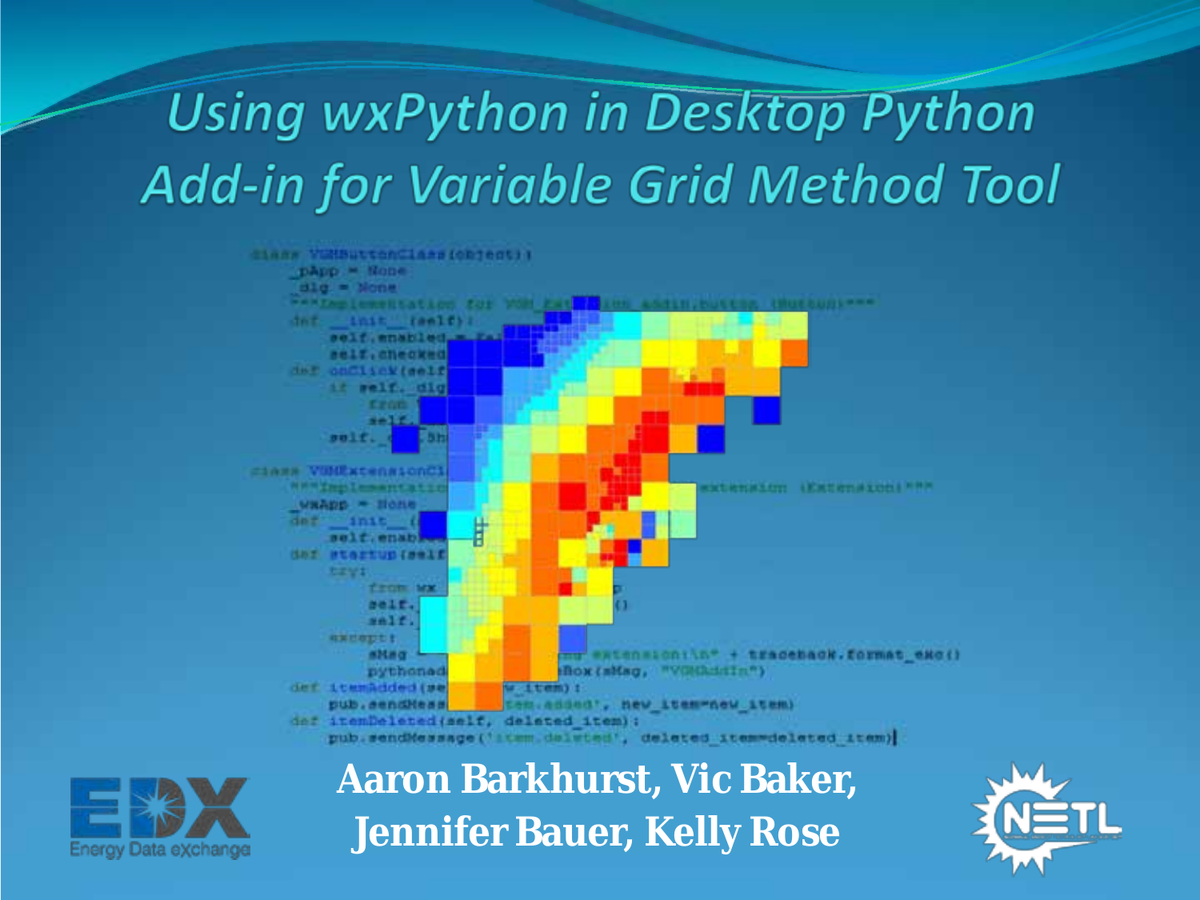# *Using wxPython in Desktop Python Add-in for Variable Grid Method Tool*

**Aaron Barkhurst, Vic Baker, Jennifer Bauer, Kelly Rose**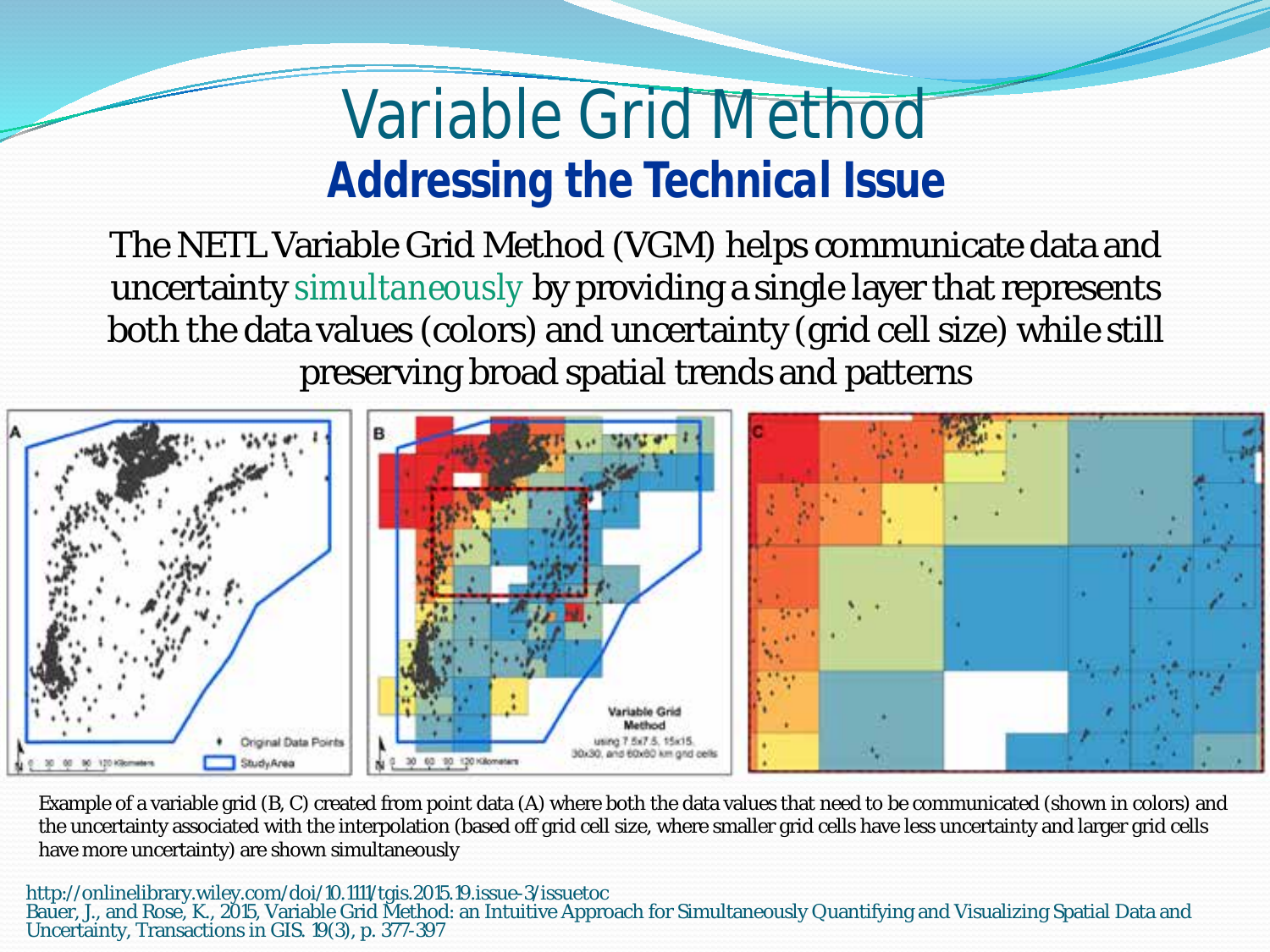# Variable Grid Method

## Addressing the Technical Issue

The NETL Variable Grid Method (VGM) helps communicate data and uncertainty simultaneously by providing a single layer that represents both the data values (colors) and uncertainty (grid cell size) while still preserving broad spatial trends and patterns

Example of a variable grid (B, C) created from point data (A) where both the data values that need to be communicated (shown in colors) and the uncertainty associated with the interpolation (based off grid cell size, where smaller grid cells have less uncertainty and larger grid cells have more uncertainty) are shown simultaneously

http://onlinelibrary.wiley.com/doi/10.1111/tgis.2015.19.issue-3/issuetoc
Bauer, J., and Rose, K., 2015, Variable Grid Method: an Intuitive Approach for Simultaneously Quantifying and Visualizing Spatial Data and Uncertainty, Transactions in GIS. 19(3), p. 377-397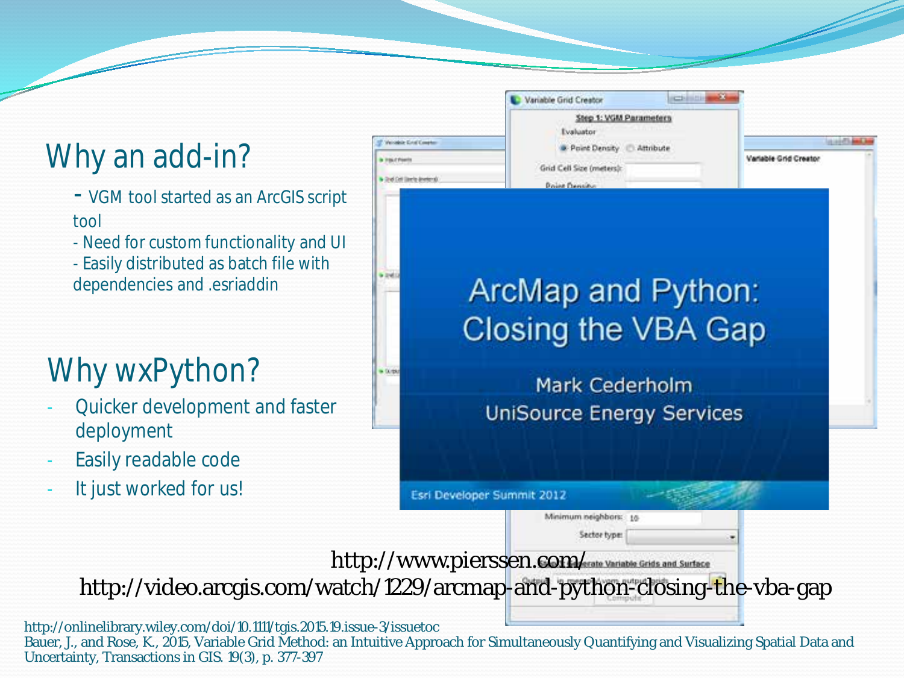## Why an add-in?

- VGM tool started as an ArcGIS script tool
- Need for custom functionality and UI
- Easily distributed as batch file with dependencies and .esriaddin

## Why wxPython?

- Quicker development and faster deployment
- Easily readable code
- It just worked for us!

http://www.pierssen.com/

http://video.arcgis.com/watch/1229/arcmap-and-python-closing-the-vba-gap

http://onlinelibrary.wiley.com/doi/10.1111/tgis.2015.19.issue-3/issuetoc

Bauer, J., and Rose, K., 2015, Variable Grid Method: an Intuitive Approach for Simultaneously Quantifying and Visualizing Spatial Data and Uncertainty, Transactions in GIS. 19(3), p. 377-397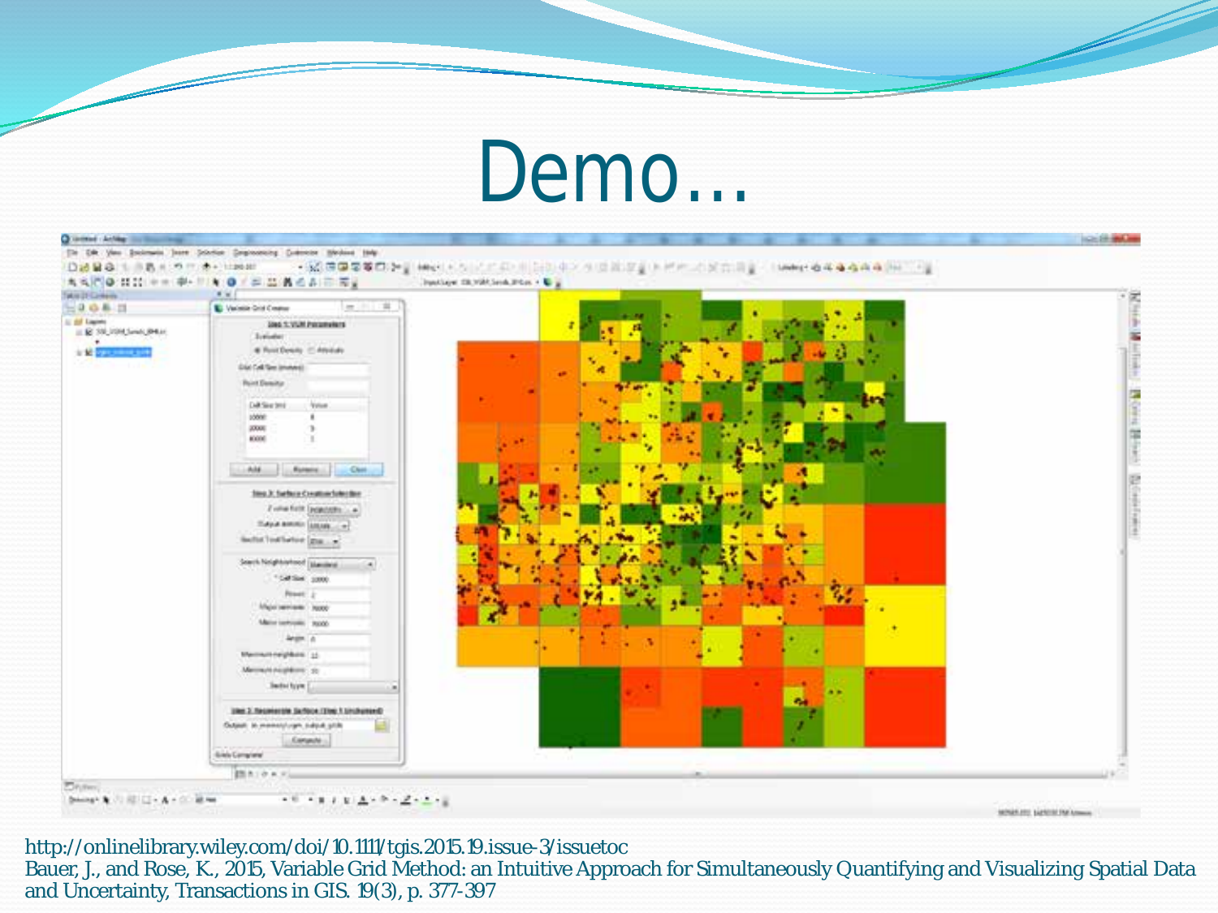# Demo…

http://onlinelibrary.wiley.com/doi/10.1111/tgis.2015.19.issue-3/issuetoc
Bauer, J., and Rose, K., 2015, Variable Grid Method: an Intuitive Approach for Simultaneously Quantifying and Visualizing Spatial Data and Uncertainty, Transactions in GIS. 19(3), p. 377-397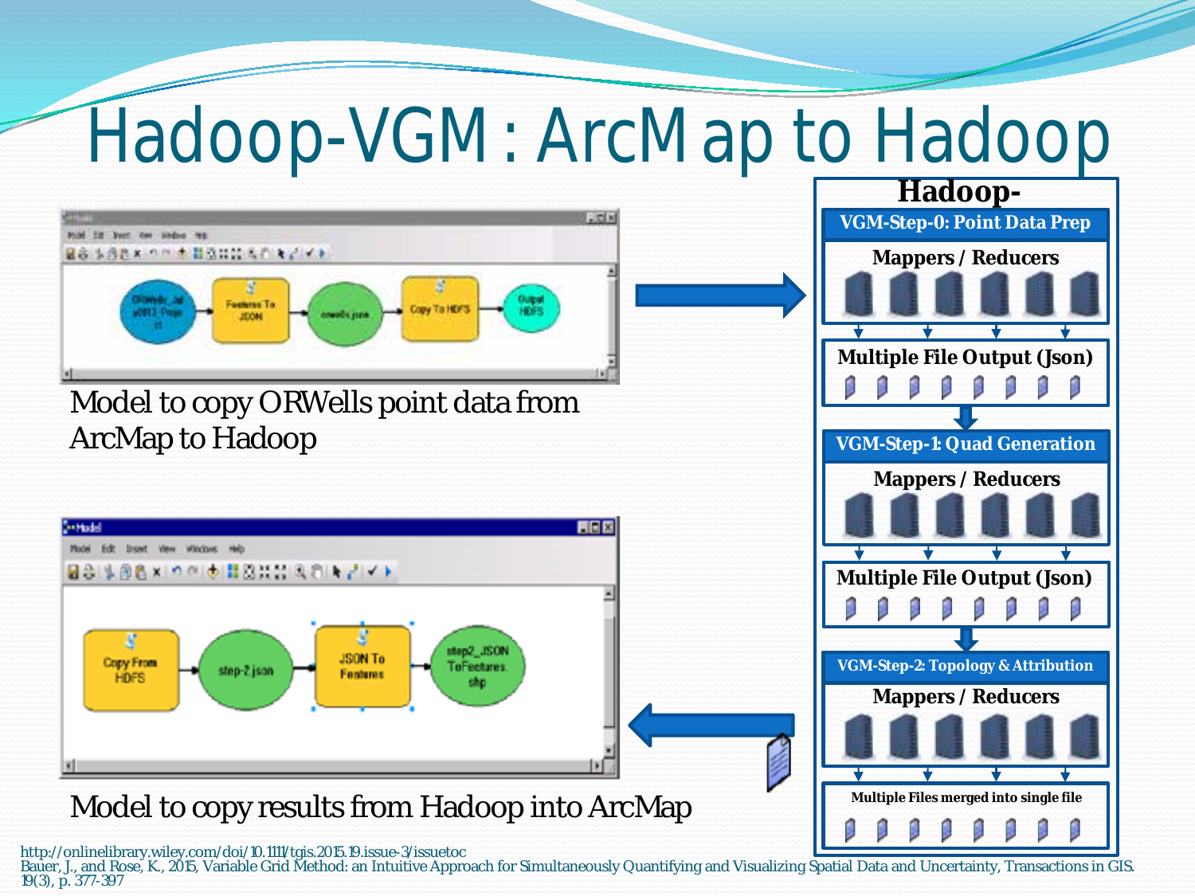# Hadoop-VGM : ArcMap to Hadoop

Model to copy ORWells point data from ArcMap to Hadoop

Model to copy results from Hadoop into ArcMap

**Hadoop-**

**VGM-Step-0: Point Data Prep**

Mappers / Reducers

Multiple File Output (Json)

**VGM-Step-1: Quad Generation**

Mappers / Reducers

Multiple File Output (Json)

**VGM-Step-2: Topology & Attribution**

Mappers / Reducers

Multiple Files merged into single file

http://onlinelibrary.wiley.com/doi/10.1111/tgis.2015.19.issue-3/issuetoc
Bauer, J., and Rose, K., 2015, Variable Grid Method: an Intuitive Approach for Simultaneously Quantifying and Visualizing Spatial Data and Uncertainty, Transactions in GIS. 19(3), p. 377-397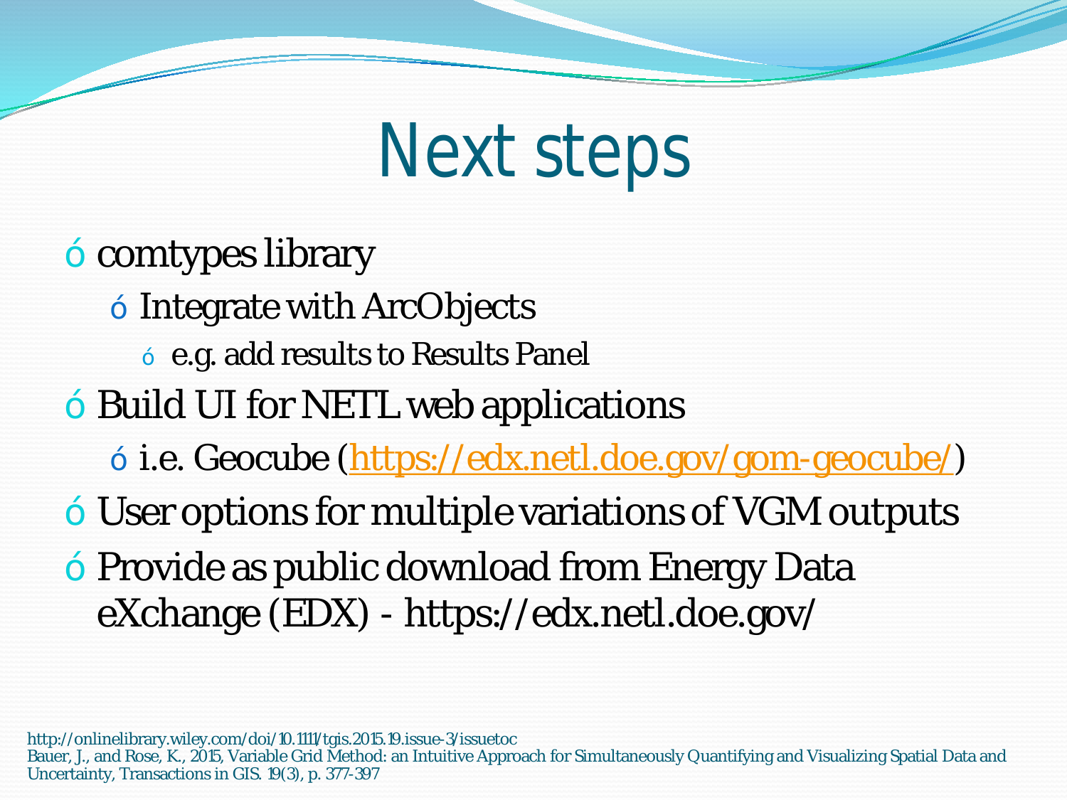# Next steps

- comtypes library
  - Integrate with ArcObjects
    - e.g. add results to Results Panel
- Build UI for NETL web applications
  - i.e. Geocube (https://edx.netl.doe.gov/gom-geocube/)
- User options for multiple variations of VGM outputs
- Provide as public download from Energy Data eXchange (EDX) - https://edx.netl.doe.gov/

http://onlinelibrary.wiley.com/doi/10.1111/tgis.2015.19.issue-3/issuetoc
Bauer, J., and Rose, K., 2015, Variable Grid Method: an Intuitive Approach for Simultaneously Quantifying and Visualizing Spatial Data and Uncertainty, Transactions in GIS. 19(3), p. 377-397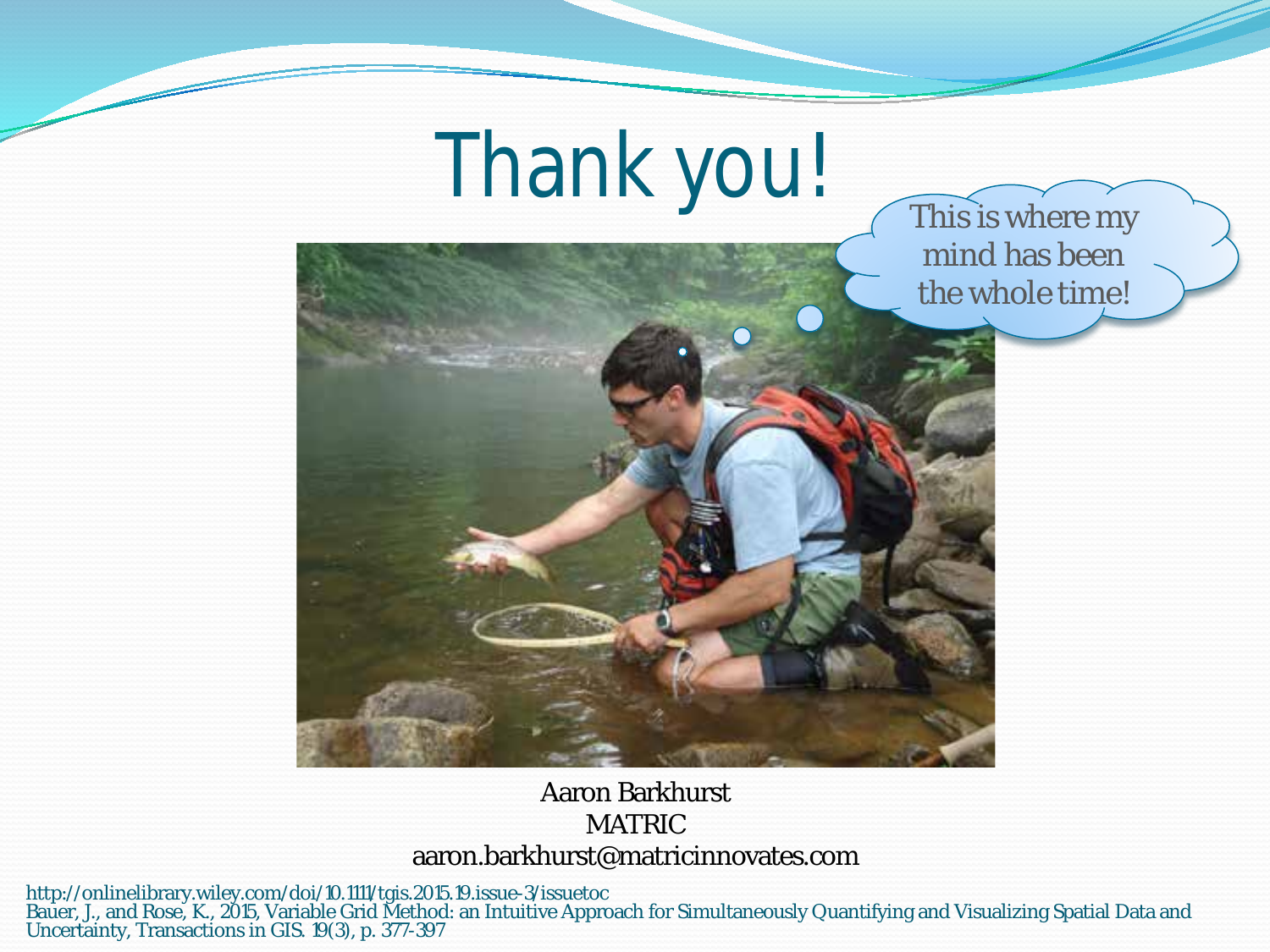# Thank you!

This is where my mind has been the whole time!

Aaron Barkhurst
MATRIC
aaron.barkhurst@matricinnovates.com

http://onlinelibrary.wiley.com/doi/10.1111/tgis.2015.19.issue-3/issuetoc
Bauer, J., and Rose, K., 2015, Variable Grid Method: an Intuitive Approach for Simultaneously Quantifying and Visualizing Spatial Data and Uncertainty, Transactions in GIS. 19(3), p. 377-397